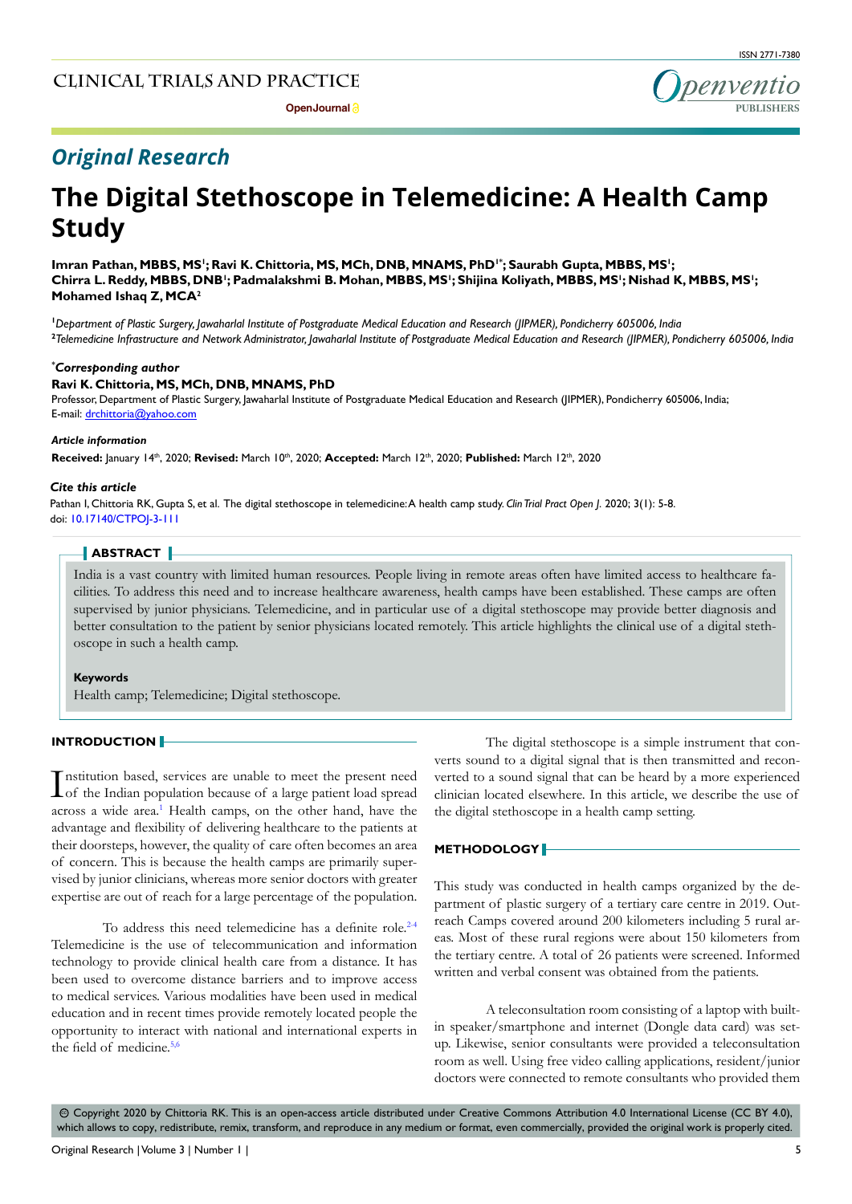## Original Research

# The Digital Stethoscope in Telemedicine: A Health Camp Study

**Imran Pathan, MBBS, MS[1]; Ravi K. Chittoria, MS, MCh, DNB, MNAMS, PhD[1*]; Saurabh Gupta, MBBS, MS[1]; Chirra L. Reddy, MBBS, DNB[1]; Padmalakshmi B. Mohan, MBBS, MS[1]; Shijina Koliyath, MBBS, MS[1]; Nishad K, MBBS, MS[1]; Mohamed Ishaq Z, MCA[2]**

[1]*Department of Plastic Surgery, Jawaharlal Institute of Postgraduate Medical Education and Research (JIPMER), Pondicherry 605006, India*
[2]*Telemedicine Infrastructure and Network Administrator, Jawaharlal Institute of Postgraduate Medical Education and Research (JIPMER), Pondicherry 605006, India*

***Corresponding author***

**Ravi K. Chittoria, MS, MCh, DNB, MNAMS, PhD**

Professor, Department of Plastic Surgery, Jawaharlal Institute of Postgraduate Medical Education and Research (JIPMER), Pondicherry 605006, India;
E-mail: drchittoria@yahoo.com

***Article information***

**Received:** January 14th, 2020; **Revised:** March 10th, 2020; **Accepted:** March 12th, 2020; **Published:** March 12th, 2020

***Cite this article***

Pathan I, Chittoria RK, Gupta S, et al. The digital stethoscope in telemedicine: A health camp study. *Clin Trial Pract Open J*. 2020; 3(1): 5-8. doi: 10.17140/CTPOJ-3-111

## ABSTRACT

India is a vast country with limited human resources. People living in remote areas often have limited access to healthcare facilities. To address this need and to increase healthcare awareness, health camps have been established. These camps are often supervised by junior physicians. Telemedicine, and in particular use of a digital stethoscope may provide better diagnosis and better consultation to the patient by senior physicians located remotely. This article highlights the clinical use of a digital stethoscope in such a health camp.

**Keywords**

Health camp; Telemedicine; Digital stethoscope.

## INTRODUCTION

Institution based, services are unable to meet the present need of the Indian population because of a large patient load spread across a wide area.[1] Health camps, on the other hand, have the advantage and flexibility of delivering healthcare to the patients at their doorsteps, however, the quality of care often becomes an area of concern. This is because the health camps are primarily supervised by junior clinicians, whereas more senior doctors with greater expertise are out of reach for a large percentage of the population.

To address this need telemedicine has a definite role.[2-4] Telemedicine is the use of telecommunication and information technology to provide clinical health care from a distance. It has been used to overcome distance barriers and to improve access to medical services. Various modalities have been used in medical education and in recent times provide remotely located people the opportunity to interact with national and international experts in the field of medicine.[5,6]

The digital stethoscope is a simple instrument that converts sound to a digital signal that is then transmitted and reconverted to a sound signal that can be heard by a more experienced clinician located elsewhere. In this article, we describe the use of the digital stethoscope in a health camp setting.

## METHODOLOGY

This study was conducted in health camps organized by the department of plastic surgery of a tertiary care centre in 2019. Outreach Camps covered around 200 kilometers including 5 rural areas. Most of these rural regions were about 150 kilometers from the tertiary centre. A total of 26 patients were screened. Informed written and verbal consent was obtained from the patients.

A teleconsultation room consisting of a laptop with built-in speaker/smartphone and internet (Dongle data card) was setup. Likewise, senior consultants were provided a teleconsultation room as well. Using free video calling applications, resident/junior doctors were connected to remote consultants who provided them

© Copyright 2020 by Chittoria RK. This is an open-access article distributed under Creative Commons Attribution 4.0 International License (CC BY 4.0), which allows to copy, redistribute, remix, transform, and reproduce in any medium or format, even commercially, provided the original work is properly cited.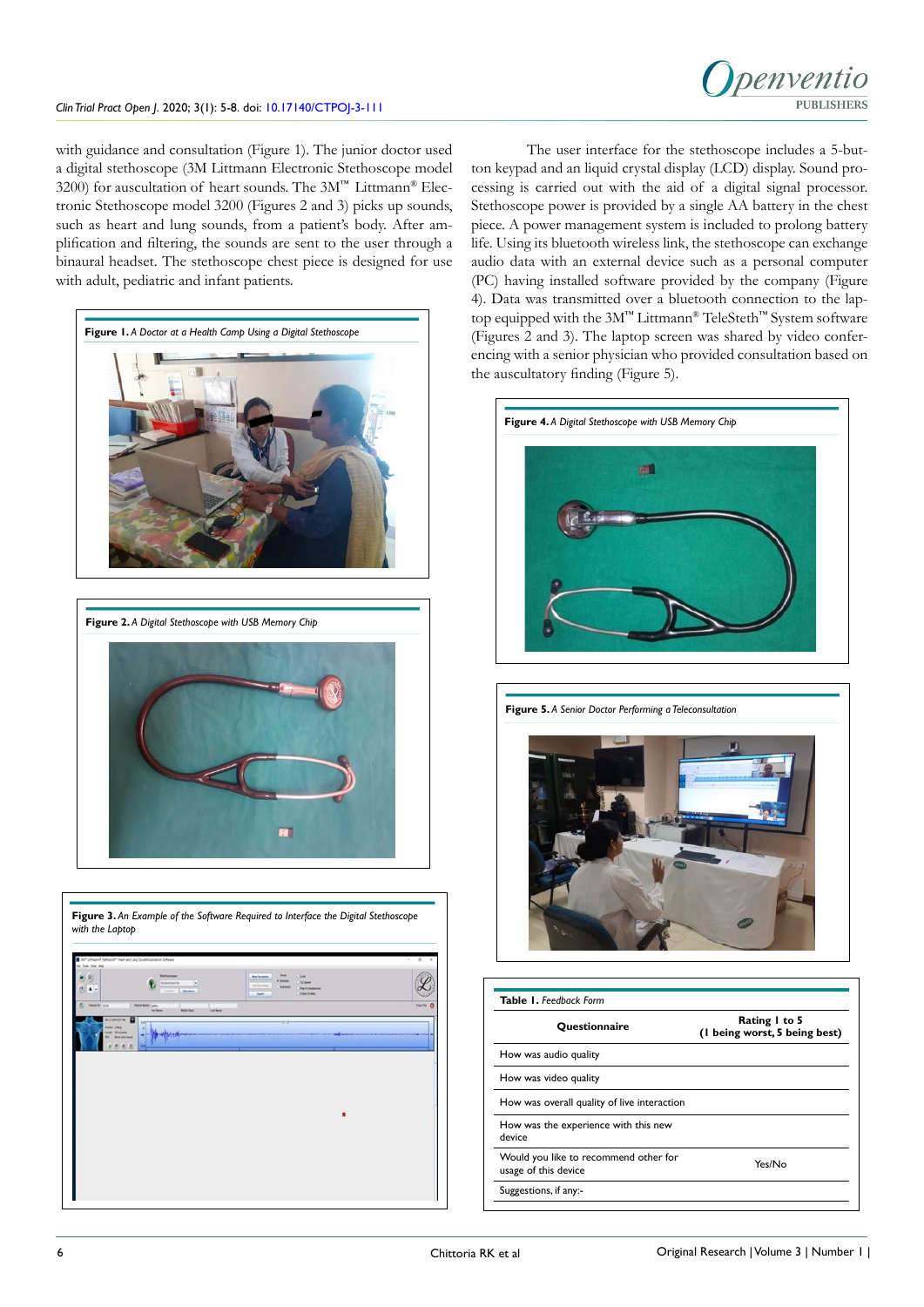with guidance and consultation (Figure 1). The junior doctor used a digital stethoscope (3M Littmann Electronic Stethoscope model 3200) for auscultation of heart sounds. The 3M™ Littmann® Electronic Stethoscope model 3200 (Figures 2 and 3) picks up sounds, such as heart and lung sounds, from a patient's body. After amplification and filtering, the sounds are sent to the user through a binaural headset. The stethoscope chest piece is designed for use with adult, pediatric and infant patients.

**Figure 1.** *A Doctor at a Health Camp Using a Digital Stethoscope*

**Figure 2.** *A Digital Stethoscope with USB Memory Chip*

**Figure 3.** *An Example of the Software Required to Interface the Digital Stethoscope with the Laptop*

The user interface for the stethoscope includes a 5-button keypad and an liquid crystal display (LCD) display. Sound processing is carried out with the aid of a digital signal processor. Stethoscope power is provided by a single AA battery in the chest piece. A power management system is included to prolong battery life. Using its bluetooth wireless link, the stethoscope can exchange audio data with an external device such as a personal computer (PC) having installed software provided by the company (Figure 4). Data was transmitted over a bluetooth connection to the laptop equipped with the 3M™ Littmann® TeleSteth™ System software (Figures 2 and 3). The laptop screen was shared by video conferencing with a senior physician who provided consultation based on the auscultatory finding (Figure 5).

**Figure 4.** *A Digital Stethoscope with USB Memory Chip*

**Figure 5.** *A Senior Doctor Performing a Teleconsultation*

**Table 1.** *Feedback Form*

| Questionnaire | Rating 1 to 5 (1 being worst, 5 being best) |
|---|---|
| How was audio quality | |
| How was video quality | |
| How was overall quality of live interaction | |
| How was the experience with this new device | |
| Would you like to recommend other for usage of this device | Yes/No |
| Suggestions, if any:- | |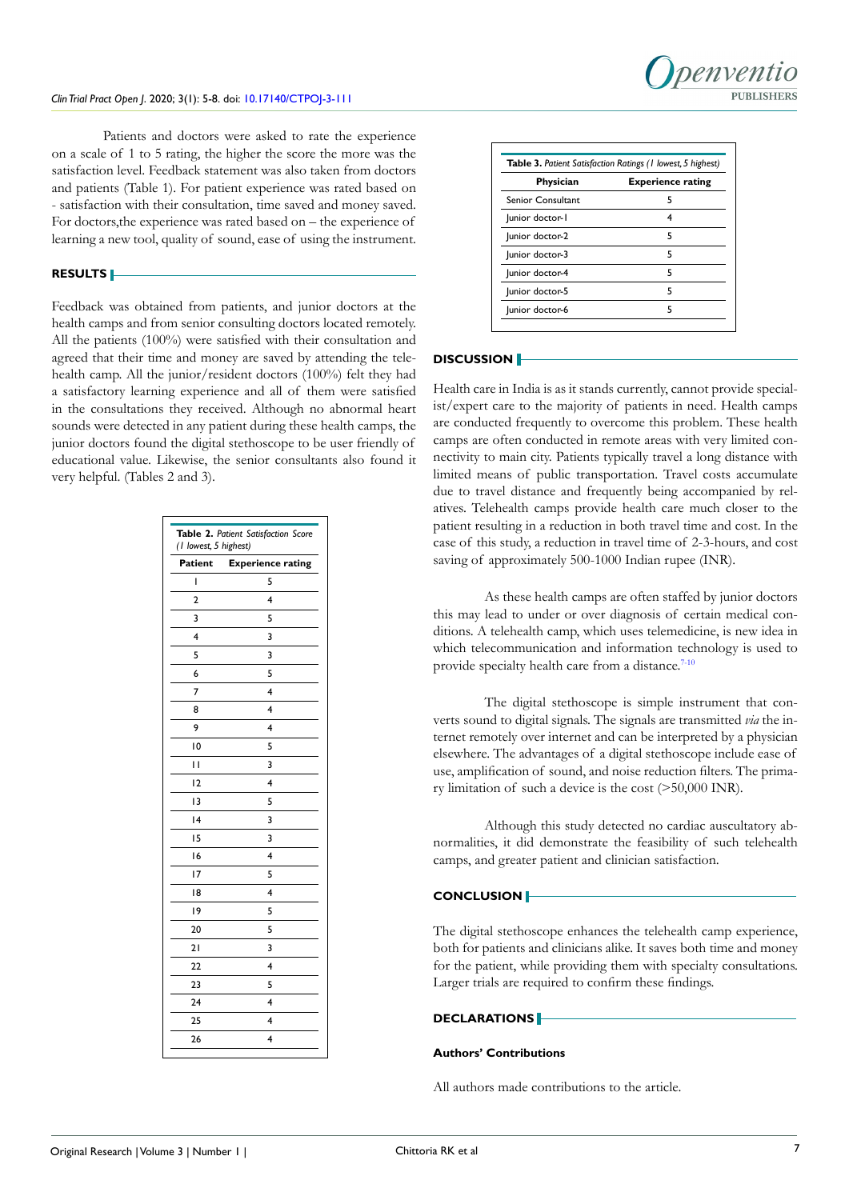Patients and doctors were asked to rate the experience on a scale of 1 to 5 rating, the higher the score the more was the satisfaction level. Feedback statement was also taken from doctors and patients (Table 1). For patient experience was rated based on - satisfaction with their consultation, time saved and money saved. For doctors,the experience was rated based on – the experience of learning a new tool, quality of sound, ease of using the instrument.

## RESULTS

Feedback was obtained from patients, and junior doctors at the health camps and from senior consulting doctors located remotely. All the patients (100%) were satisfied with their consultation and agreed that their time and money are saved by attending the telehealth camp. All the junior/resident doctors (100%) felt they had a satisfactory learning experience and all of them were satisfied in the consultations they received. Although no abnormal heart sounds were detected in any patient during these health camps, the junior doctors found the digital stethoscope to be user friendly of educational value. Likewise, the senior consultants also found it very helpful. (Tables 2 and 3).

**Table 2.** *Patient Satisfaction Score (1 lowest, 5 highest)*

| Patient | Experience rating |
|---|---|
| 1 | 5 |
| 2 | 4 |
| 3 | 5 |
| 4 | 3 |
| 5 | 3 |
| 6 | 5 |
| 7 | 4 |
| 8 | 4 |
| 9 | 4 |
| 10 | 5 |
| 11 | 3 |
| 12 | 4 |
| 13 | 5 |
| 14 | 3 |
| 15 | 3 |
| 16 | 4 |
| 17 | 5 |
| 18 | 4 |
| 19 | 5 |
| 20 | 5 |
| 21 | 3 |
| 22 | 4 |
| 23 | 5 |
| 24 | 4 |
| 25 | 4 |
| 26 | 4 |

**Table 3.** *Patient Satisfaction Ratings (1 lowest, 5 highest)*

| Physician | Experience rating |
|---|---|
| Senior Consultant | 5 |
| Junior doctor-1 | 4 |
| Junior doctor-2 | 5 |
| Junior doctor-3 | 5 |
| Junior doctor-4 | 5 |
| Junior doctor-5 | 5 |
| Junior doctor-6 | 5 |

## DISCUSSION

Health care in India is as it stands currently, cannot provide specialist/expert care to the majority of patients in need. Health camps are conducted frequently to overcome this problem. These health camps are often conducted in remote areas with very limited connectivity to main city. Patients typically travel a long distance with limited means of public transportation. Travel costs accumulate due to travel distance and frequently being accompanied by relatives. Telehealth camps provide health care much closer to the patient resulting in a reduction in both travel time and cost. In the case of this study, a reduction in travel time of 2-3-hours, and cost saving of approximately 500-1000 Indian rupee (INR).

As these health camps are often staffed by junior doctors this may lead to under or over diagnosis of certain medical conditions. A telehealth camp, which uses telemedicine, is new idea in which telecommunication and information technology is used to provide specialty health care from a distance.[7-10]

The digital stethoscope is simple instrument that converts sound to digital signals. The signals are transmitted *via* the internet remotely over internet and can be interpreted by a physician elsewhere. The advantages of a digital stethoscope include ease of use, amplification of sound, and noise reduction filters. The primary limitation of such a device is the cost (>50,000 INR).

Although this study detected no cardiac auscultatory abnormalities, it did demonstrate the feasibility of such telehealth camps, and greater patient and clinician satisfaction.

## CONCLUSION

The digital stethoscope enhances the telehealth camp experience, both for patients and clinicians alike. It saves both time and money for the patient, while providing them with specialty consultations. Larger trials are required to confirm these findings.

## DECLARATIONS

### Authors' Contributions

All authors made contributions to the article.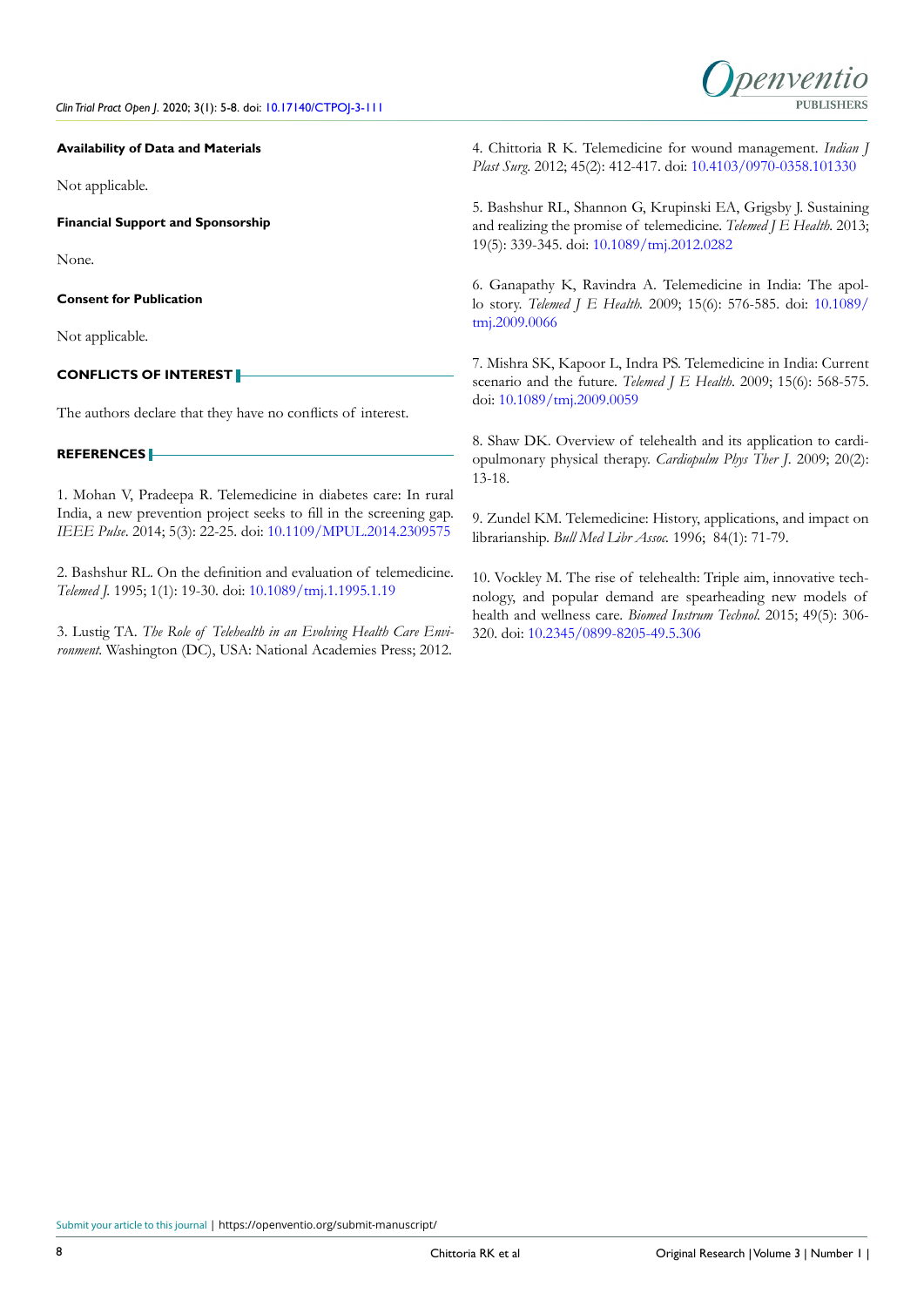### Availability of Data and Materials

Not applicable.

### Financial Support and Sponsorship

None.

### Consent for Publication

Not applicable.

## CONFLICTS OF INTEREST

The authors declare that they have no conflicts of interest.

## REFERENCES

1. Mohan V, Pradeepa R. Telemedicine in diabetes care: In rural India, a new prevention project seeks to fill in the screening gap. *IEEE Pulse*. 2014; 5(3): 22-25. doi: 10.1109/MPUL.2014.2309575

2. Bashshur RL. On the definition and evaluation of telemedicine. *Telemed J*. 1995; 1(1): 19-30. doi: 10.1089/tmj.1.1995.1.19

3. Lustig TA. *The Role of Telehealth in an Evolving Health Care Environment*. Washington (DC), USA: National Academies Press; 2012.

4. Chittoria R K. Telemedicine for wound management. *Indian J Plast Surg*. 2012; 45(2): 412-417. doi: 10.4103/0970-0358.101330

5. Bashshur RL, Shannon G, Krupinski EA, Grigsby J. Sustaining and realizing the promise of telemedicine. *Telemed J E Health*. 2013; 19(5): 339-345. doi: 10.1089/tmj.2012.0282

6. Ganapathy K, Ravindra A. Telemedicine in India: The apollo story. *Telemed J E Health*. 2009; 15(6): 576-585. doi: 10.1089/tmj.2009.0066

7. Mishra SK, Kapoor L, Indra PS. Telemedicine in India: Current scenario and the future. *Telemed J E Health*. 2009; 15(6): 568-575. doi: 10.1089/tmj.2009.0059

8. Shaw DK. Overview of telehealth and its application to cardiopulmonary physical therapy. *Cardiopulm Phys Ther J*. 2009; 20(2): 13-18.

9. Zundel KM. Telemedicine: History, applications, and impact on librarianship. *Bull Med Libr Assoc*. 1996; 84(1): 71-79.

10. Vockley M. The rise of telehealth: Triple aim, innovative technology, and popular demand are spearheading new models of health and wellness care. *Biomed Instrum Technol*. 2015; 49(5): 306-320. doi: 10.2345/0899-8205-49.5.306